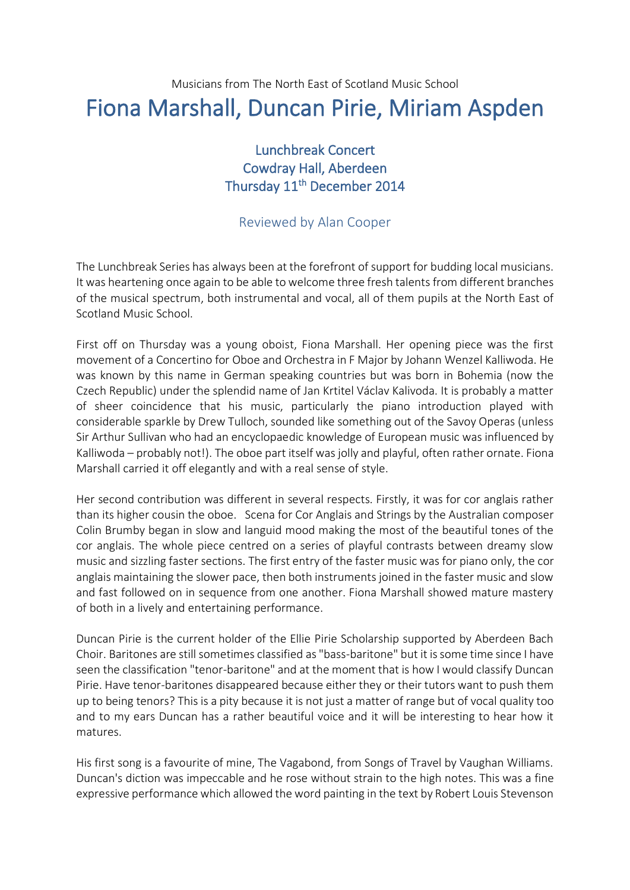Musicians from The North East of Scotland Music School

# Fiona Marshall, Duncan Pirie, Miriam Aspden

## Lunchbreak Concert
## Cowdray Hall, Aberdeen
## Thursday 11th December 2014

### Reviewed by Alan Cooper

The Lunchbreak Series has always been at the forefront of support for budding local musicians. It was heartening once again to be able to welcome three fresh talents from different branches of the musical spectrum, both instrumental and vocal, all of them pupils at the North East of Scotland Music School.

First off on Thursday was a young oboist, Fiona Marshall. Her opening piece was the first movement of a Concertino for Oboe and Orchestra in F Major by Johann Wenzel Kalliwoda. He was known by this name in German speaking countries but was born in Bohemia (now the Czech Republic) under the splendid name of Jan Krtitel Václav Kalivoda. It is probably a matter of sheer coincidence that his music, particularly the piano introduction played with considerable sparkle by Drew Tulloch, sounded like something out of the Savoy Operas (unless Sir Arthur Sullivan who had an encyclopaedic knowledge of European music was influenced by Kalliwoda – probably not!). The oboe part itself was jolly and playful, often rather ornate. Fiona Marshall carried it off elegantly and with a real sense of style.

Her second contribution was different in several respects. Firstly, it was for cor anglais rather than its higher cousin the oboe. Scena for Cor Anglais and Strings by the Australian composer Colin Brumby began in slow and languid mood making the most of the beautiful tones of the cor anglais. The whole piece centred on a series of playful contrasts between dreamy slow music and sizzling faster sections. The first entry of the faster music was for piano only, the cor anglais maintaining the slower pace, then both instruments joined in the faster music and slow and fast followed on in sequence from one another. Fiona Marshall showed mature mastery of both in a lively and entertaining performance.

Duncan Pirie is the current holder of the Ellie Pirie Scholarship supported by Aberdeen Bach Choir. Baritones are still sometimes classified as "bass-baritone" but it is some time since I have seen the classification "tenor-baritone" and at the moment that is how I would classify Duncan Pirie. Have tenor-baritones disappeared because either they or their tutors want to push them up to being tenors? This is a pity because it is not just a matter of range but of vocal quality too and to my ears Duncan has a rather beautiful voice and it will be interesting to hear how it matures.

His first song is a favourite of mine, The Vagabond, from Songs of Travel by Vaughan Williams. Duncan's diction was impeccable and he rose without strain to the high notes. This was a fine expressive performance which allowed the word painting in the text by Robert Louis Stevenson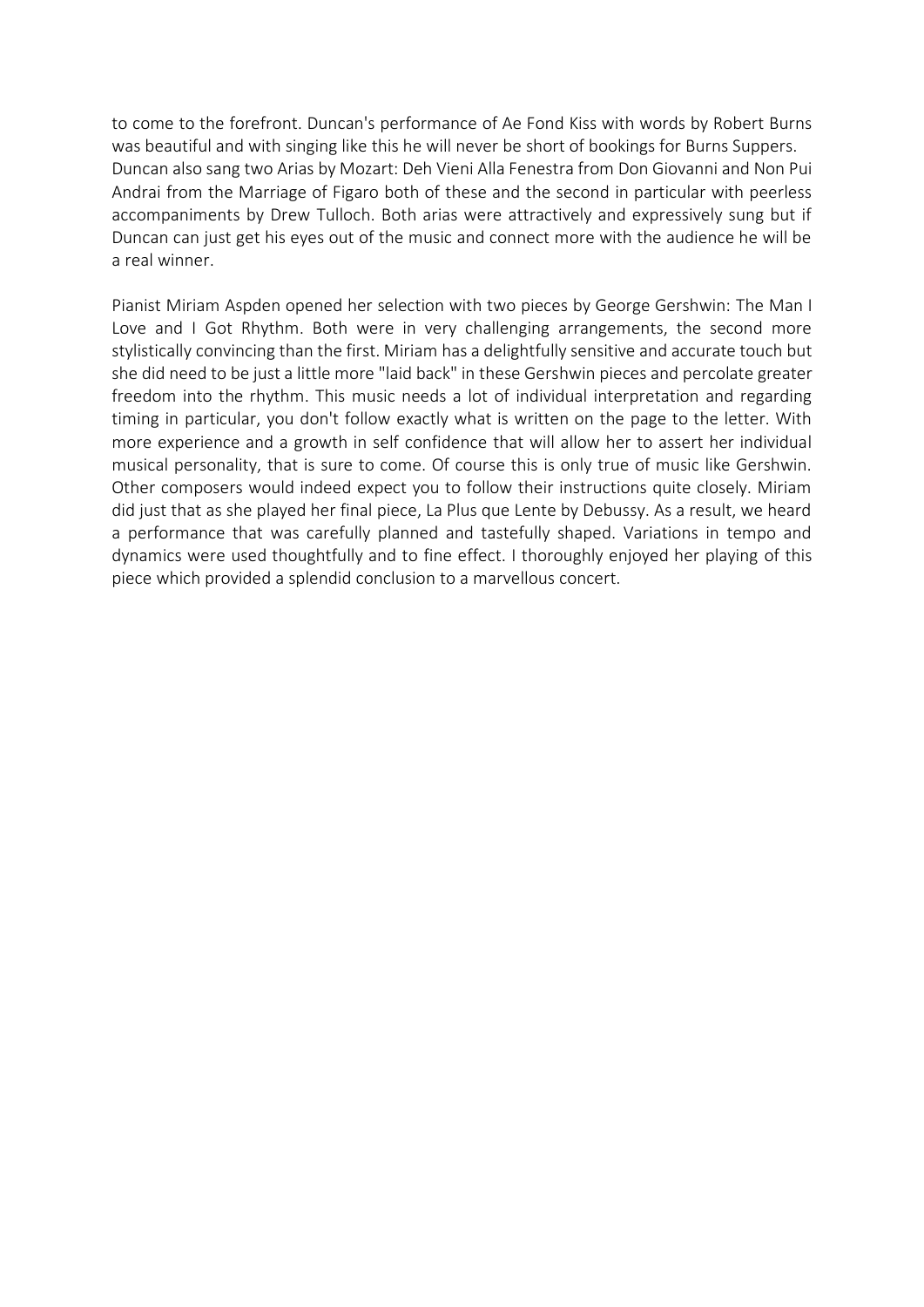to come to the forefront. Duncan's performance of Ae Fond Kiss with words by Robert Burns was beautiful and with singing like this he will never be short of bookings for Burns Suppers. Duncan also sang two Arias by Mozart: Deh Vieni Alla Fenestra from Don Giovanni and Non Pui Andrai from the Marriage of Figaro both of these and the second in particular with peerless accompaniments by Drew Tulloch. Both arias were attractively and expressively sung but if Duncan can just get his eyes out of the music and connect more with the audience he will be a real winner.

Pianist Miriam Aspden opened her selection with two pieces by George Gershwin: The Man I Love and I Got Rhythm. Both were in very challenging arrangements, the second more stylistically convincing than the first. Miriam has a delightfully sensitive and accurate touch but she did need to be just a little more "laid back" in these Gershwin pieces and percolate greater freedom into the rhythm. This music needs a lot of individual interpretation and regarding timing in particular, you don't follow exactly what is written on the page to the letter. With more experience and a growth in self confidence that will allow her to assert her individual musical personality, that is sure to come. Of course this is only true of music like Gershwin. Other composers would indeed expect you to follow their instructions quite closely. Miriam did just that as she played her final piece, La Plus que Lente by Debussy. As a result, we heard a performance that was carefully planned and tastefully shaped. Variations in tempo and dynamics were used thoughtfully and to fine effect. I thoroughly enjoyed her playing of this piece which provided a splendid conclusion to a marvellous concert.